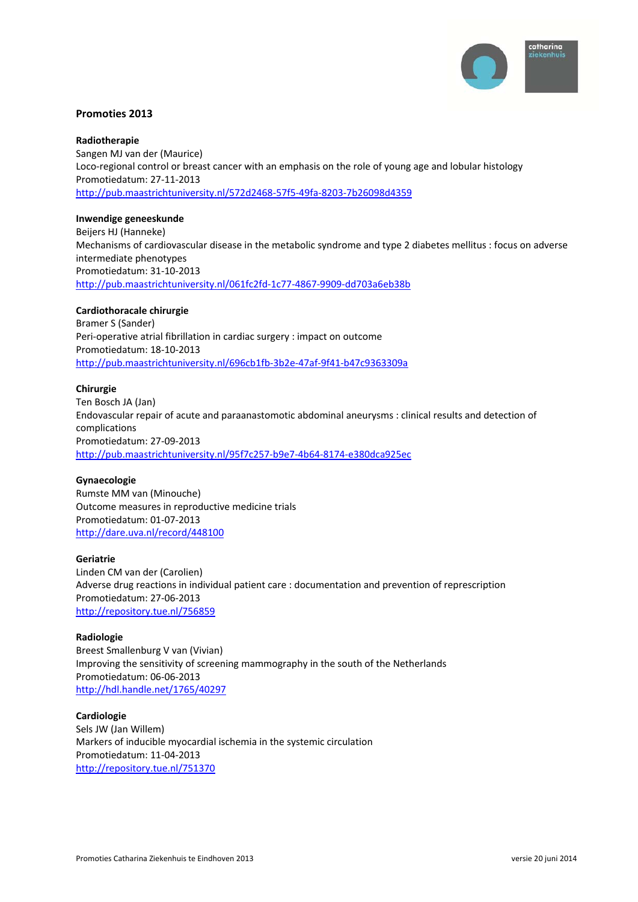## Promoties 2013

**Radiotherapie**
Sangen MJ van der (Maurice)
Loco-regional control or breast cancer with an emphasis on the role of young age and lobular histology
Promotiedatum: 27-11-2013
http://pub.maastrichtuniversity.nl/572d2468-57f5-49fa-8203-7b26098d4359

**Inwendige geneeskunde**
Beijers HJ (Hanneke)
Mechanisms of cardiovascular disease in the metabolic syndrome and type 2 diabetes mellitus : focus on adverse intermediate phenotypes
Promotiedatum: 31-10-2013
http://pub.maastrichtuniversity.nl/061fc2fd-1c77-4867-9909-dd703a6eb38b

**Cardiothoracale chirurgie**
Bramer S (Sander)
Peri-operative atrial fibrillation in cardiac surgery : impact on outcome
Promotiedatum: 18-10-2013
http://pub.maastrichtuniversity.nl/696cb1fb-3b2e-47af-9f41-b47c9363309a

**Chirurgie**
Ten Bosch JA (Jan)
Endovascular repair of acute and paraanastomotic abdominal aneurysms : clinical results and detection of complications
Promotiedatum: 27-09-2013
http://pub.maastrichtuniversity.nl/95f7c257-b9e7-4b64-8174-e380dca925ec

**Gynaecologie**
Rumste MM van (Minouche)
Outcome measures in reproductive medicine trials
Promotiedatum: 01-07-2013
http://dare.uva.nl/record/448100

**Geriatrie**
Linden CM van der (Carolien)
Adverse drug reactions in individual patient care : documentation and prevention of represcription
Promotiedatum: 27-06-2013
http://repository.tue.nl/756859

**Radiologie**
Breest Smallenburg V van (Vivian)
Improving the sensitivity of screening mammography in the south of the Netherlands
Promotiedatum: 06-06-2013
http://hdl.handle.net/1765/40297

**Cardiologie**
Sels JW (Jan Willem)
Markers of inducible myocardial ischemia in the systemic circulation
Promotiedatum: 11-04-2013
http://repository.tue.nl/751370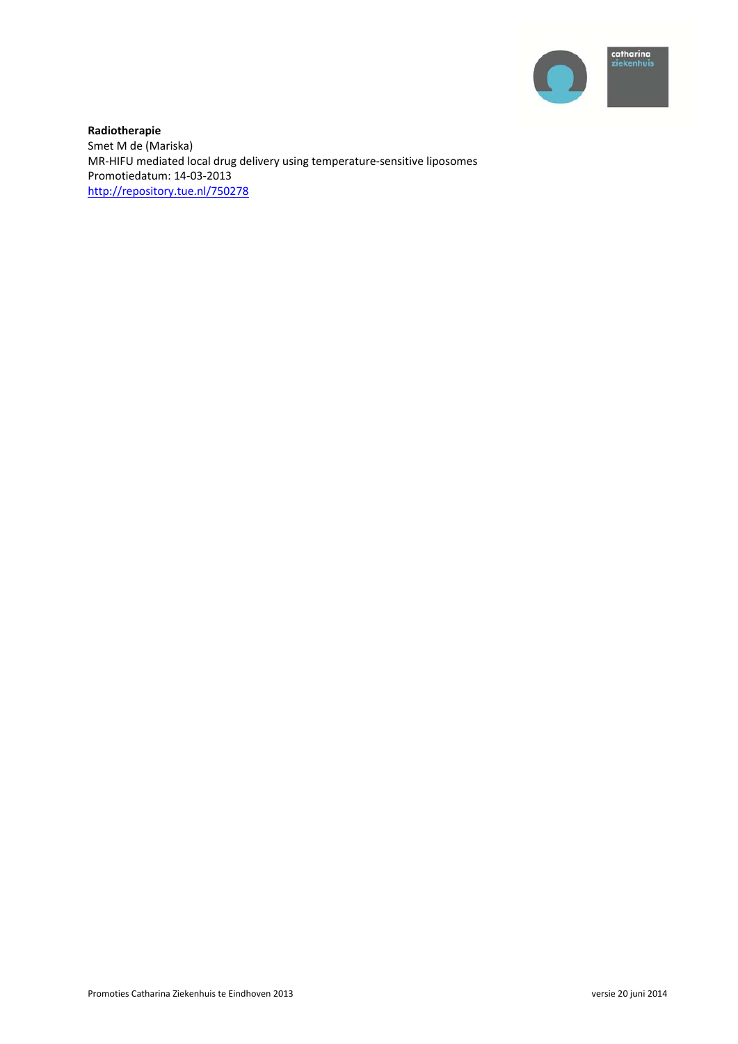**Radiotherapie**
Smet M de (Mariska)
MR-HIFU mediated local drug delivery using temperature-sensitive liposomes
Promotiedatum: 14-03-2013
[http://repository.tue.nl/750278](http://repository.tue.nl/750278)